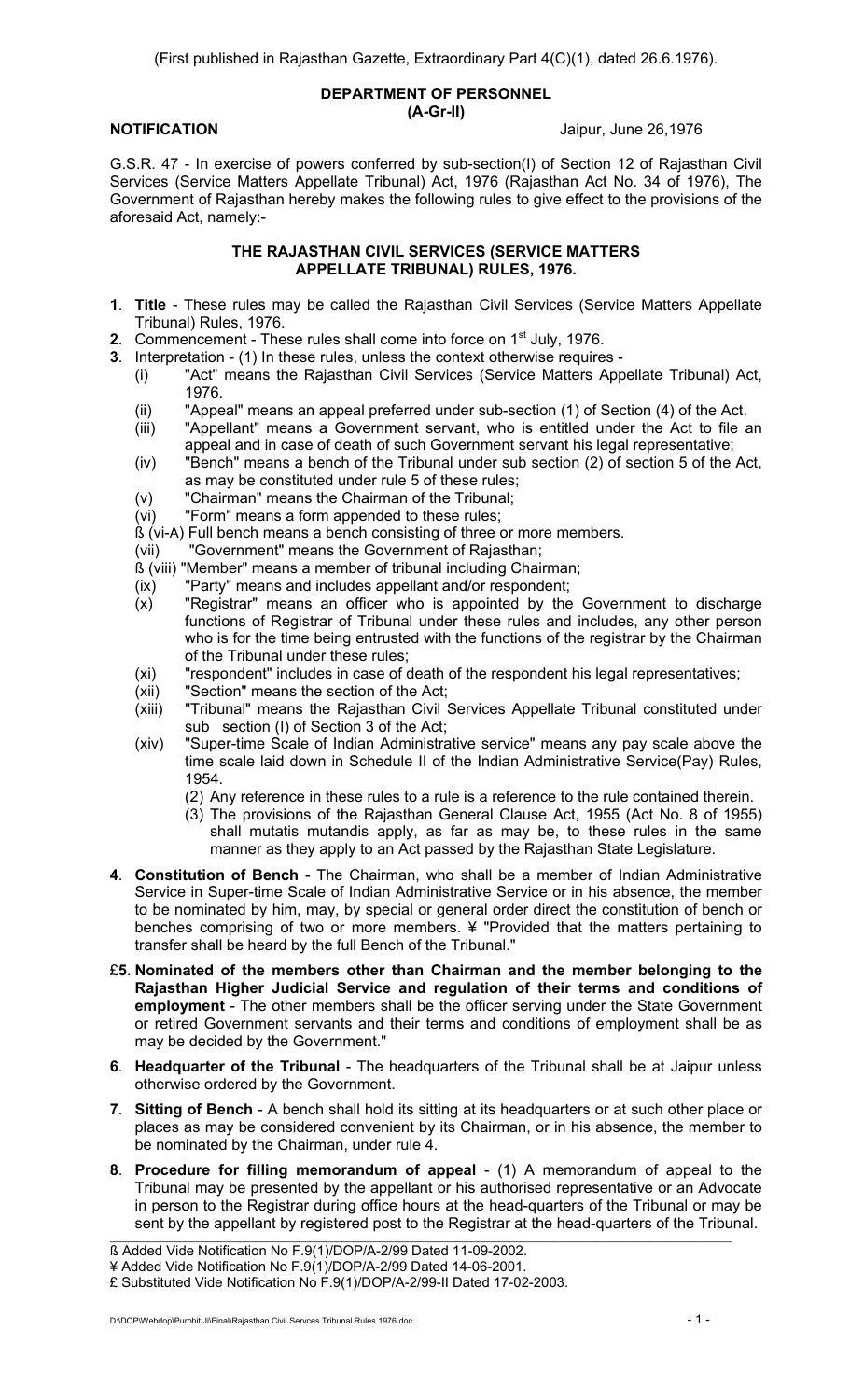(First published in Rajasthan Gazette, Extraordinary Part 4(C)(1), dated 26.6.1976).

**DEPARTMENT OF PERSONNEL**
**(A-Gr-II)**

**NOTIFICATION** Jaipur, June 26,1976

G.S.R. 47 - In exercise of powers conferred by sub-section(I) of Section 12 of Rajasthan Civil Services (Service Matters Appellate Tribunal) Act, 1976 (Rajasthan Act No. 34 of 1976), The Government of Rajasthan hereby makes the following rules to give effect to the provisions of the aforesaid Act, namely:-

## THE RAJASTHAN CIVIL SERVICES (SERVICE MATTERS APPELLATE TRIBUNAL) RULES, 1976.

**1**. **Title** - These rules may be called the Rajasthan Civil Services (Service Matters Appellate Tribunal) Rules, 1976.

**2**. Commencement - These rules shall come into force on 1st July, 1976.

**3**. Interpretation - (1) In these rules, unless the context otherwise requires -

(i) "Act" means the Rajasthan Civil Services (Service Matters Appellate Tribunal) Act, 1976.

(ii) "Appeal" means an appeal preferred under sub-section (1) of Section (4) of the Act.

(iii) "Appellant" means a Government servant, who is entitled under the Act to file an appeal and in case of death of such Government servant his legal representative;

(iv) "Bench" means a bench of the Tribunal under sub section (2) of section 5 of the Act, as may be constituted under rule 5 of these rules;

(v) "Chairman" means the Chairman of the Tribunal;

(vi) "Form" means a form appended to these rules;

ß (vi-A) Full bench means a bench consisting of three or more members.

(vii) "Government" means the Government of Rajasthan;

ß (viii) "Member" means a member of tribunal including Chairman;

(ix) "Party" means and includes appellant and/or respondent;

(x) "Registrar" means an officer who is appointed by the Government to discharge functions of Registrar of Tribunal under these rules and includes, any other person who is for the time being entrusted with the functions of the registrar by the Chairman of the Tribunal under these rules;

(xi) "respondent" includes in case of death of the respondent his legal representatives;

(xii) "Section" means the section of the Act;

(xiii) "Tribunal" means the Rajasthan Civil Services Appellate Tribunal constituted under sub section (I) of Section 3 of the Act;

(xiv) "Super-time Scale of Indian Administrative service" means any pay scale above the time scale laid down in Schedule II of the Indian Administrative Service(Pay) Rules, 1954.

(2) Any reference in these rules to a rule is a reference to the rule contained therein.

(3) The provisions of the Rajasthan General Clause Act, 1955 (Act No. 8 of 1955) shall mutatis mutandis apply, as far as may be, to these rules in the same manner as they apply to an Act passed by the Rajasthan State Legislature.

**4**. **Constitution of Bench** - The Chairman, who shall be a member of Indian Administrative Service in Super-time Scale of Indian Administrative Service or in his absence, the member to be nominated by him, may, by special or general order direct the constitution of bench or benches comprising of two or more members. ¥ "Provided that the matters pertaining to transfer shall be heard by the full Bench of the Tribunal."

£**5**. **Nominated of the members other than Chairman and the member belonging to the Rajasthan Higher Judicial Service and regulation of their terms and conditions of employment** - The other members shall be the officer serving under the State Government or retired Government servants and their terms and conditions of employment shall be as may be decided by the Government."

**6**. **Headquarter of the Tribunal** - The headquarters of the Tribunal shall be at Jaipur unless otherwise ordered by the Government.

**7**. **Sitting of Bench** - A bench shall hold its sitting at its headquarters or at such other place or places as may be considered convenient by its Chairman, or in his absence, the member to be nominated by the Chairman, under rule 4.

**8**. **Procedure for filling memorandum of appeal** - (1) A memorandum of appeal to the Tribunal may be presented by the appellant or his authorised representative or an Advocate in person to the Registrar during office hours at the head-quarters of the Tribunal or may be sent by the appellant by registered post to the Registrar at the head-quarters of the Tribunal.

---

ß Added Vide Notification No F.9(1)/DOP/A-2/99 Dated 11-09-2002.

¥ Added Vide Notification No F.9(1)/DOP/A-2/99 Dated 14-06-2001.

£ Substituted Vide Notification No F.9(1)/DOP/A-2/99-II Dated 17-02-2003.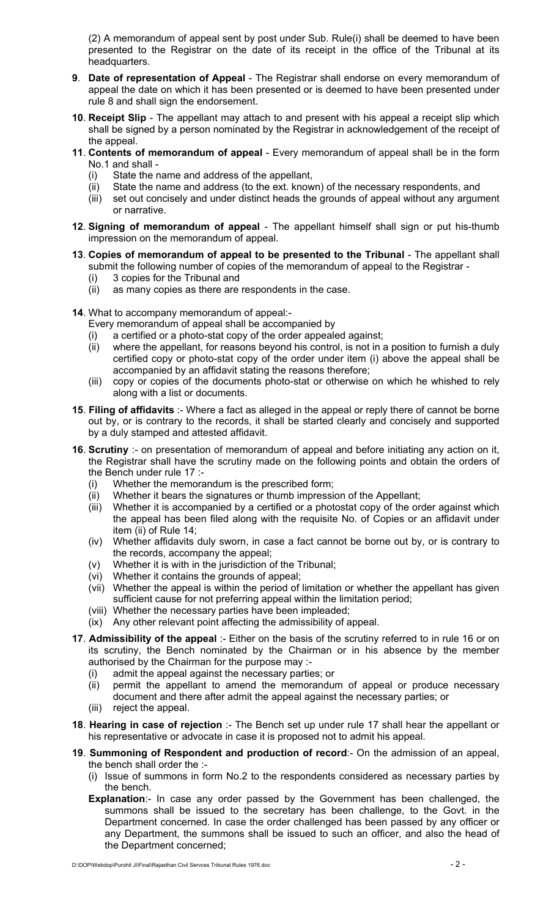(2) A memorandum of appeal sent by post under Sub. Rule(i) shall be deemed to have been presented to the Registrar on the date of its receipt in the office of the Tribunal at its headquarters.

**9**. **Date of representation of Appeal** - The Registrar shall endorse on every memorandum of appeal the date on which it has been presented or is deemed to have been presented under rule 8 and shall sign the endorsement.

**10**. **Receipt Slip** - The appellant may attach to and present with his appeal a receipt slip which shall be signed by a person nominated by the Registrar in acknowledgement of the receipt of the appeal.

**11**. **Contents of memorandum of appeal** - Every memorandum of appeal shall be in the form No.1 and shall -

- (i) State the name and address of the appellant,
- (ii) State the name and address (to the ext. known) of the necessary respondents, and
- (iii) set out concisely and under distinct heads the grounds of appeal without any argument or narrative.

**12**. **Signing of memorandum of appeal** - The appellant himself shall sign or put his-thumb impression on the memorandum of appeal.

**13**. **Copies of memorandum of appeal to be presented to the Tribunal** - The appellant shall submit the following number of copies of the memorandum of appeal to the Registrar -

- (i) 3 copies for the Tribunal and
- (ii) as many copies as there are respondents in the case.

**14**. What to accompany memorandum of appeal:-

Every memorandum of appeal shall be accompanied by

- (i) a certified or a photo-stat copy of the order appealed against;
- (ii) where the appellant, for reasons beyond his control, is not in a position to furnish a duly certified copy or photo-stat copy of the order under item (i) above the appeal shall be accompanied by an affidavit stating the reasons therefore;
- (iii) copy or copies of the documents photo-stat or otherwise on which he whished to rely along with a list or documents.

**15**. **Filing of affidavits** :- Where a fact as alleged in the appeal or reply there of cannot be borne out by, or is contrary to the records, it shall be started clearly and concisely and supported by a duly stamped and attested affidavit.

**16**. **Scrutiny** :- on presentation of memorandum of appeal and before initiating any action on it, the Registrar shall have the scrutiny made on the following points and obtain the orders of the Bench under rule 17 :-

- (i) Whether the memorandum is the prescribed form;
- (ii) Whether it bears the signatures or thumb impression of the Appellant;
- (iii) Whether it is accompanied by a certified or a photostat copy of the order against which the appeal has been filed along with the requisite No. of Copies or an affidavit under item (ii) of Rule 14;
- (iv) Whether affidavits duly sworn, in case a fact cannot be borne out by, or is contrary to the records, accompany the appeal;
- (v) Whether it is with in the jurisdiction of the Tribunal;
- (vi) Whether it contains the grounds of appeal;
- (vii) Whether the appeal is within the period of limitation or whether the appellant has given sufficient cause for not preferring appeal within the limitation period;
- (viii) Whether the necessary parties have been impleaded;
- (ix) Any other relevant point affecting the admissibility of appeal.

**17**. **Admissibility of the appeal** :- Either on the basis of the scrutiny referred to in rule 16 or on its scrutiny, the Bench nominated by the Chairman or in his absence by the member authorised by the Chairman for the purpose may :-

- (i) admit the appeal against the necessary parties; or
- (ii) permit the appellant to amend the memorandum of appeal or produce necessary document and there after admit the appeal against the necessary parties; or
- (iii) reject the appeal.

**18**. **Hearing in case of rejection** :- The Bench set up under rule 17 shall hear the appellant or his representative or advocate in case it is proposed not to admit his appeal.

**19**. **Summoning of Respondent and production of record**:- On the admission of an appeal, the bench shall order the :-

- (i) Issue of summons in form No.2 to the respondents considered as necessary parties by the bench.

**Explanation**:- In case any order passed by the Government has been challenged, the summons shall be issued to the secretary has been challenge, to the Govt. in the Department concerned. In case the order challenged has been passed by any officer or any Department, the summons shall be issued to such an officer, and also the head of the Department concerned;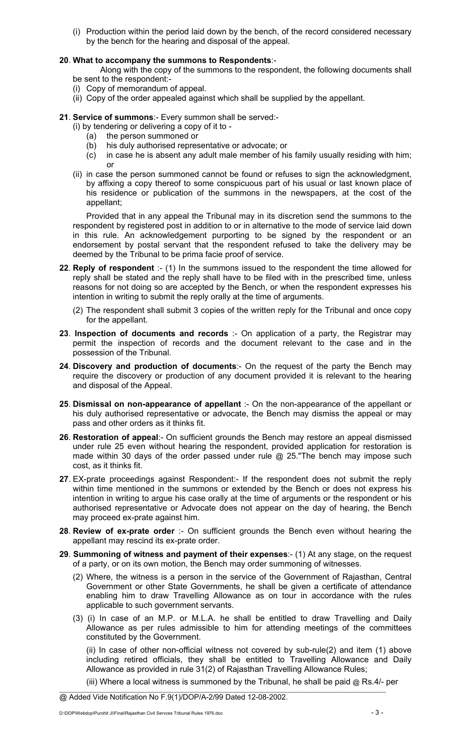(i) Production within the period laid down by the bench, of the record considered necessary by the bench for the hearing and disposal of the appeal.

**20**. **What to accompany the summons to Respondents**:-

Along with the copy of the summons to the respondent, the following documents shall be sent to the respondent:-

(i) Copy of memorandum of appeal.
(ii) Copy of the order appealed against which shall be supplied by the appellant.

**21**. **Service of summons**:- Every summon shall be served:-

(i) by tendering or delivering a copy of it to -
   (a) the person summoned or
   (b) his duly authorised representative or advocate; or
   (c) in case he is absent any adult male member of his family usually residing with him; or

(ii) in case the person summoned cannot be found or refuses to sign the acknowledgment, by affixing a copy thereof to some conspicuous part of his usual or last known place of his residence or publication of the summons in the newspapers, at the cost of the appellant;

Provided that in any appeal the Tribunal may in its discretion send the summons to the respondent by registered post in addition to or in alternative to the mode of service laid down in this rule. An acknowledgement purporting to be signed by the respondent or an endorsement by postal servant that the respondent refused to take the delivery may be deemed by the Tribunal to be prima facie proof of service.

**22**. **Reply of respondent** :- (1) In the summons issued to the respondent the time allowed for reply shall be stated and the reply shall have to be filed with in the prescribed time, unless reasons for not doing so are accepted by the Bench, or when the respondent expresses his intention in writing to submit the reply orally at the time of arguments.

(2) The respondent shall submit 3 copies of the written reply for the Tribunal and once copy for the appellant.

**23**. **Inspection of documents and records** :- On application of a party, the Registrar may permit the inspection of records and the document relevant to the case and in the possession of the Tribunal.

**24**. **Discovery and production of documents**:- On the request of the party the Bench may require the discovery or production of any document provided it is relevant to the hearing and disposal of the Appeal.

**25**. **Dismissal on non-appearance of appellant** :- On the non-appearance of the appellant or his duly authorised representative or advocate, the Bench may dismiss the appeal or may pass and other orders as it thinks fit.

**26**. **Restoration of appeal**:- On sufficient grounds the Bench may restore an appeal dismissed under rule 25 even without hearing the respondent, provided application for restoration is made within 30 days of the order passed under rule @ 25."The bench may impose such cost, as it thinks fit.

**27**. EX-prate proceedings against Respondent:- If the respondent does not submit the reply within time mentioned in the summons or extended by the Bench or does not express his intention in writing to argue his case orally at the time of arguments or the respondent or his authorised representative or Advocate does not appear on the day of hearing, the Bench may proceed ex-prate against him.

**28**. **Review of ex-prate order** :- On sufficient grounds the Bench even without hearing the appellant may rescind its ex-prate order.

**29**. **Summoning of witness and payment of their expenses**:- (1) At any stage, on the request of a party, or on its own motion, the Bench may order summoning of witnesses.

(2) Where, the witness is a person in the service of the Government of Rajasthan, Central Government or other State Governments, he shall be given a certificate of attendance enabling him to draw Travelling Allowance as on tour in accordance with the rules applicable to such government servants.

(3) (i) In case of an M.P. or M.L.A. he shall be entitled to draw Travelling and Daily Allowance as per rules admissible to him for attending meetings of the committees constituted by the Government.

(ii) In case of other non-official witness not covered by sub-rule(2) and item (1) above including retired officials, they shall be entitled to Travelling Allowance and Daily Allowance as provided in rule 31(2) of Rajasthan Travelling Allowance Rules;

(iii) Where a local witness is summoned by the Tribunal, he shall be paid @ Rs.4/- per

---

@ Added Vide Notification No F.9(1)/DOP/A-2/99 Dated 12-08-2002.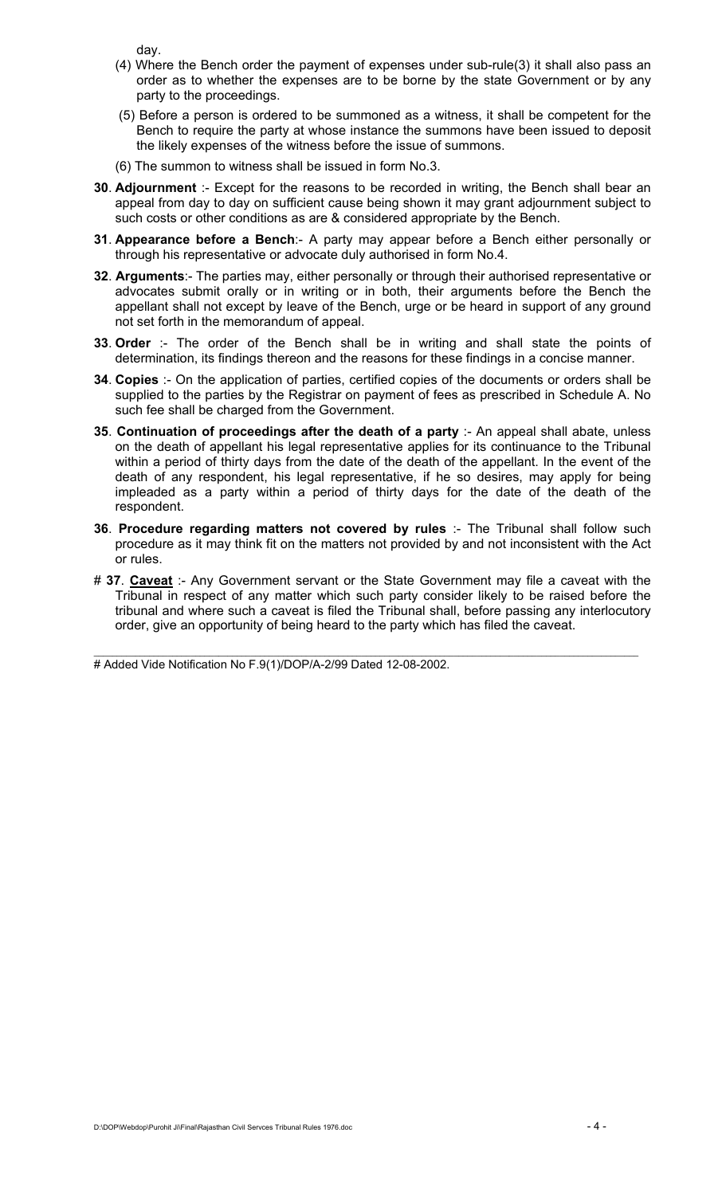day.

(4) Where the Bench order the payment of expenses under sub-rule(3) it shall also pass an order as to whether the expenses are to be borne by the state Government or by any party to the proceedings.

(5) Before a person is ordered to be summoned as a witness, it shall be competent for the Bench to require the party at whose instance the summons have been issued to deposit the likely expenses of the witness before the issue of summons.

(6) The summon to witness shall be issued in form No.3.

**30**. **Adjournment** :- Except for the reasons to be recorded in writing, the Bench shall bear an appeal from day to day on sufficient cause being shown it may grant adjournment subject to such costs or other conditions as are & considered appropriate by the Bench.

**31**. **Appearance before a Bench**:- A party may appear before a Bench either personally or through his representative or advocate duly authorised in form No.4.

**32**. **Arguments**:- The parties may, either personally or through their authorised representative or advocates submit orally or in writing or in both, their arguments before the Bench the appellant shall not except by leave of the Bench, urge or be heard in support of any ground not set forth in the memorandum of appeal.

**33**. **Order** :- The order of the Bench shall be in writing and shall state the points of determination, its findings thereon and the reasons for these findings in a concise manner.

**34**. **Copies** :- On the application of parties, certified copies of the documents or orders shall be supplied to the parties by the Registrar on payment of fees as prescribed in Schedule A. No such fee shall be charged from the Government.

**35**. **Continuation of proceedings after the death of a party** :- An appeal shall abate, unless on the death of appellant his legal representative applies for its continuance to the Tribunal within a period of thirty days from the date of the death of the appellant. In the event of the death of any respondent, his legal representative, if he so desires, may apply for being impleaded as a party within a period of thirty days for the date of the death of the respondent.

**36**. **Procedure regarding matters not covered by rules** :- The Tribunal shall follow such procedure as it may think fit on the matters not provided by and not inconsistent with the Act or rules.

# **37**. **Caveat** :- Any Government servant or the State Government may file a caveat with the Tribunal in respect of any matter which such party consider likely to be raised before the tribunal and where such a caveat is filed the Tribunal shall, before passing any interlocutory order, give an opportunity of being heard to the party which has filed the caveat.

---

# Added Vide Notification No F.9(1)/DOP/A-2/99 Dated 12-08-2002.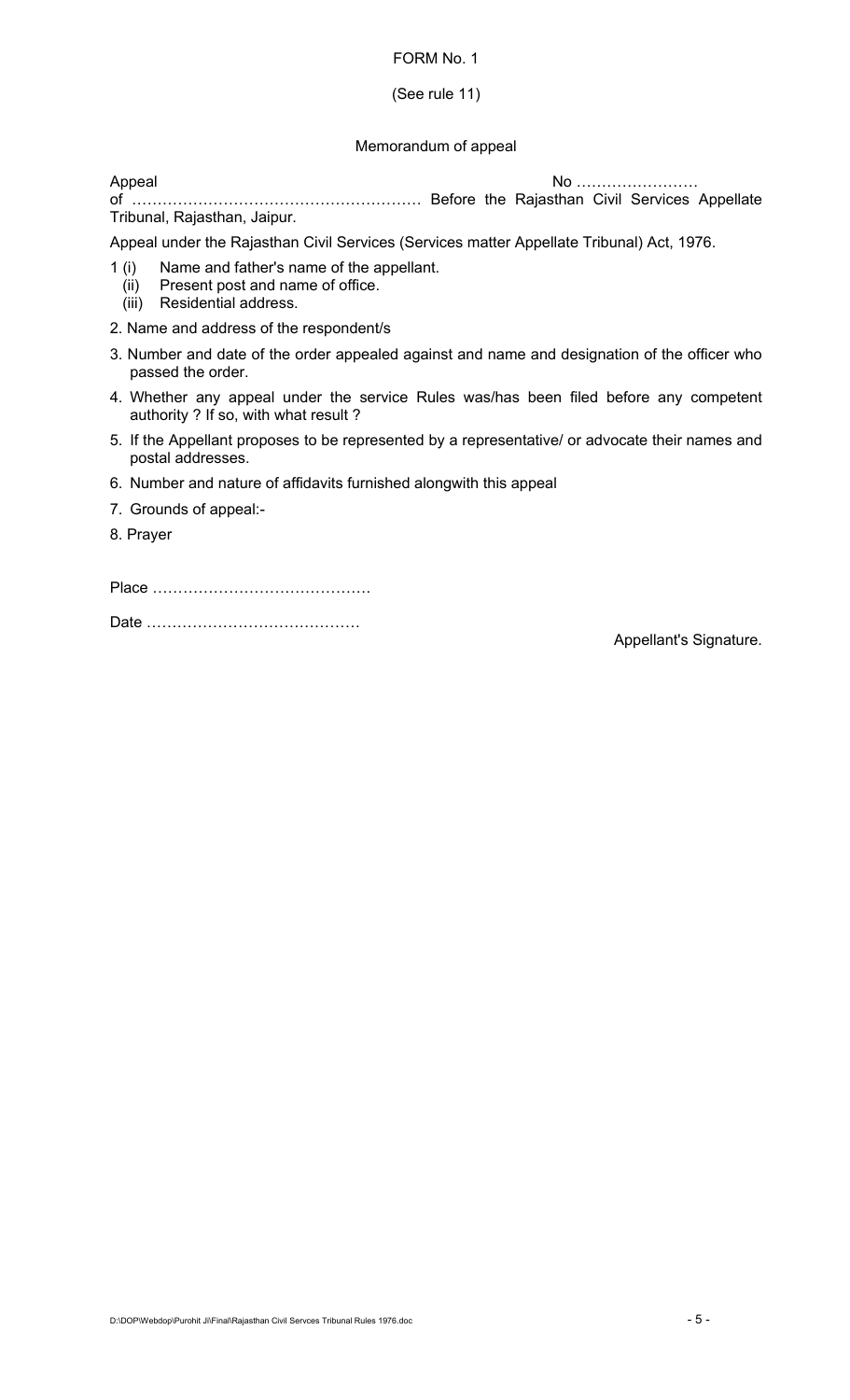# FORM No. 1

(See rule 11)

## Memorandum of appeal

Appeal No ……………………
of ……………………………………………… Before the Rajasthan Civil Services Appellate Tribunal, Rajasthan, Jaipur.

Appeal under the Rajasthan Civil Services (Services matter Appellate Tribunal) Act, 1976.

1 (i) Name and father's name of the appellant.
  (ii) Present post and name of office.
  (iii) Residential address.

2. Name and address of the respondent/s

3. Number and date of the order appealed against and name and designation of the officer who passed the order.

4. Whether any appeal under the service Rules was/has been filed before any competent authority ? If so, with what result ?

5. If the Appellant proposes to be represented by a representative/ or advocate their names and postal addresses.

6. Number and nature of affidavits furnished alongwith this appeal

7. Grounds of appeal:-

8. Prayer

Place ……………………………………

Date ……………………………………

Appellant's Signature.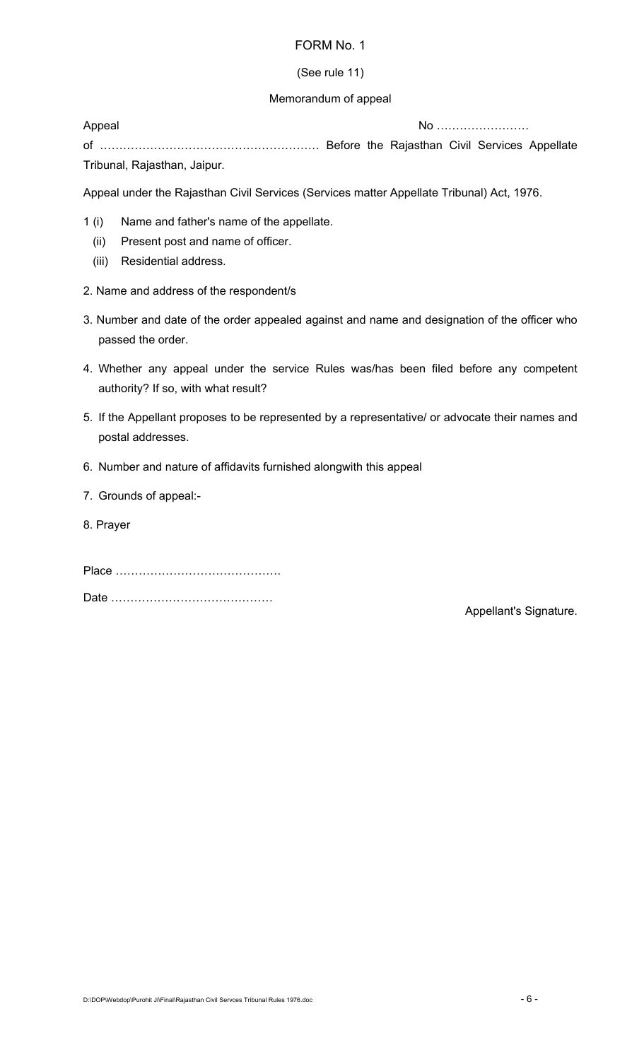# FORM No. 1

(See rule 11)

Memorandum of appeal

Appeal No ……………………

of ………………………………………………… Before the Rajasthan Civil Services Appellate Tribunal, Rajasthan, Jaipur.

Appeal under the Rajasthan Civil Services (Services matter Appellate Tribunal) Act, 1976.

1 (i) Name and father's name of the appellate.

(ii) Present post and name of officer.

(iii) Residential address.

2. Name and address of the respondent/s

3. Number and date of the order appealed against and name and designation of the officer who passed the order.

4. Whether any appeal under the service Rules was/has been filed before any competent authority? If so, with what result?

5. If the Appellant proposes to be represented by a representative/ or advocate their names and postal addresses.

6. Number and nature of affidavits furnished alongwith this appeal

7. Grounds of appeal:-

8. Prayer

Place ……………………………………

Date ……………………………………

Appellant's Signature.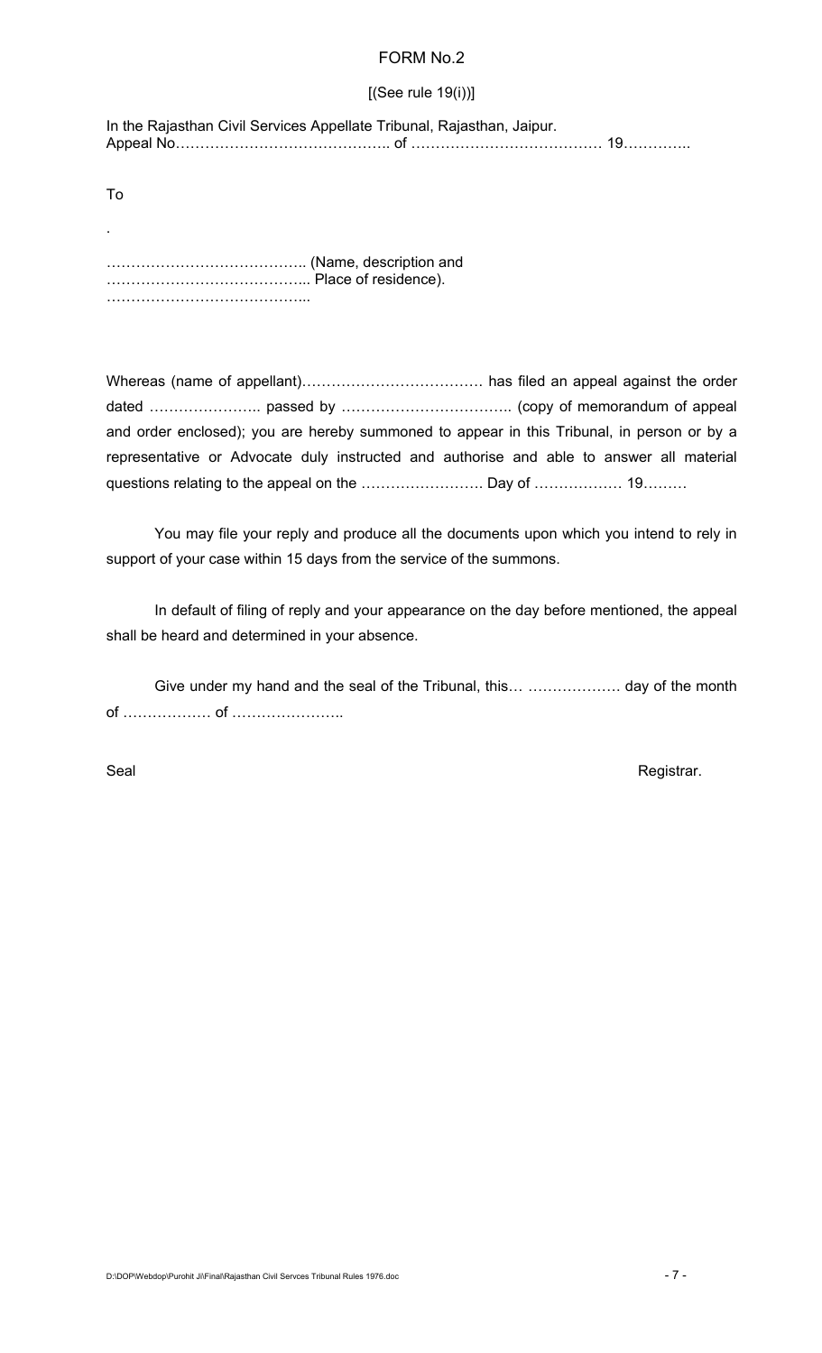# FORM No.2

[(See rule 19(i))]

In the Rajasthan Civil Services Appellate Tribunal, Rajasthan, Jaipur.
Appeal No…………………………………….. of ………………………………… 19…………..

To

.

………………………………….. (Name, description and
…………………………………... Place of residence).
…………………………………...

Whereas (name of appellant)……………………………… has filed an appeal against the order dated ………………….. passed by …………………………….. (copy of memorandum of appeal and order enclosed); you are hereby summoned to appear in this Tribunal, in person or by a representative or Advocate duly instructed and authorise and able to answer all material questions relating to the appeal on the ……………………. Day of ……………… 19………

You may file your reply and produce all the documents upon which you intend to rely in support of your case within 15 days from the service of the summons.

In default of filing of reply and your appearance on the day before mentioned, the appeal shall be heard and determined in your absence.

Give under my hand and the seal of the Tribunal, this… ………………. day of the month of ……………… of …………………..

Seal                                                                                                    Registrar.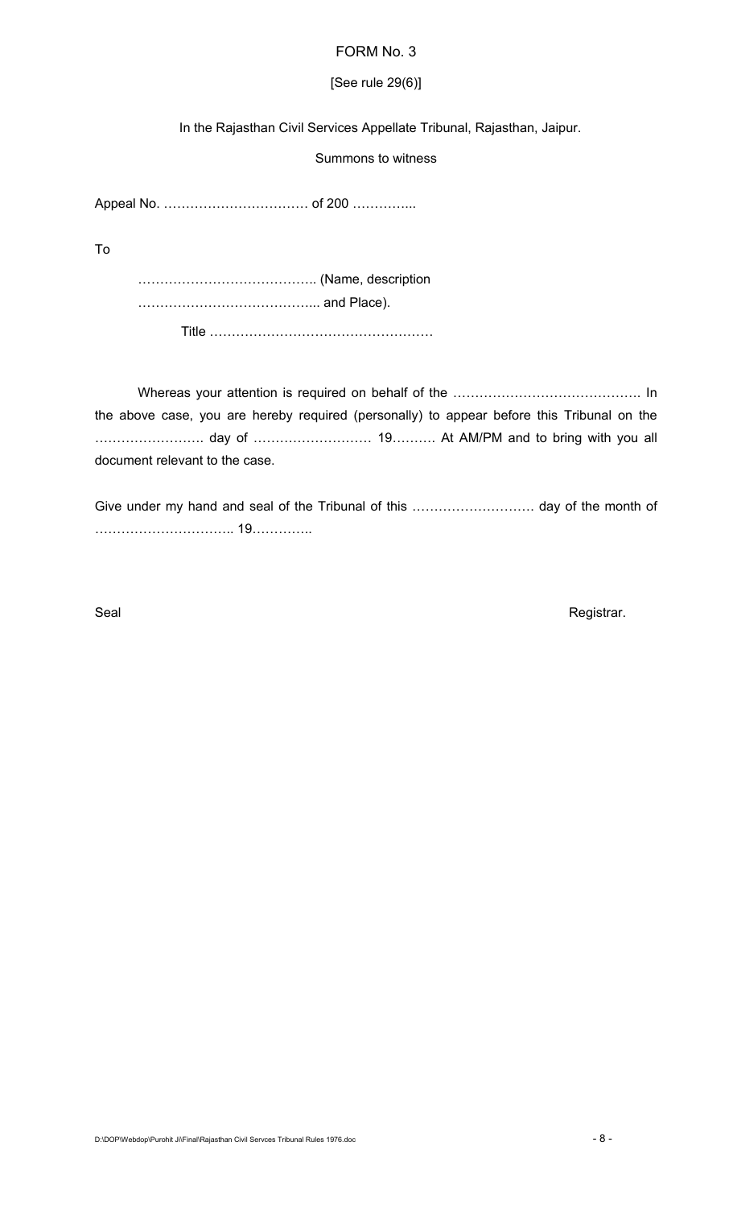FORM No. 3

[See rule 29(6)]

In the Rajasthan Civil Services Appellate Tribunal, Rajasthan, Jaipur.

Summons to witness

Appeal No. …………………………… of 200 …………..

To

………………………………….. (Name, description

…………………………………... and Place).

Title ……………………………………………

Whereas your attention is required on behalf of the ……………………………………. In the above case, you are hereby required (personally) to appear before this Tribunal on the ……………………. day of ……………………… 19………. At AM/PM and to bring with you all document relevant to the case.

Give under my hand and seal of the Tribunal of this ………………………. day of the month of ………………………….. 19…………..

Seal Registrar.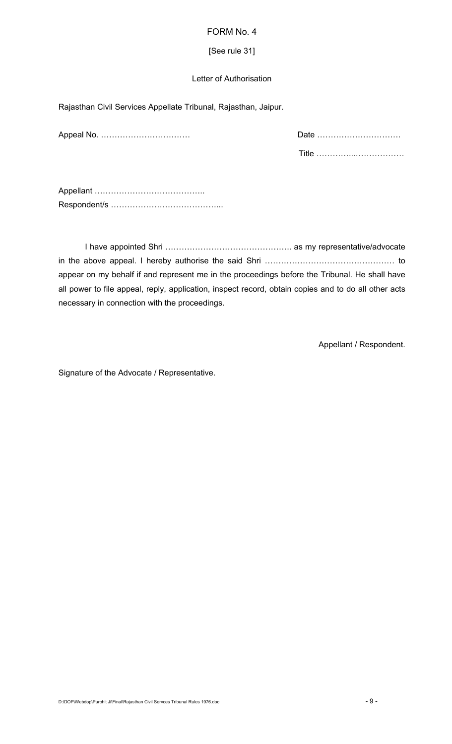FORM No. 4

[See rule 31]

Letter of Authorisation

Rajasthan Civil Services Appellate Tribunal, Rajasthan, Jaipur.

Appeal No. …………………………… Date ………………………….

Title …………...………………

Appellant …………………………………..
Respondent/s …………………………………...

I have appointed Shri ……………………………………….. as my representative/advocate in the above appeal. I hereby authorise the said Shri ………………………………………… to appear on my behalf if and represent me in the proceedings before the Tribunal. He shall have all power to file appeal, reply, application, inspect record, obtain copies and to do all other acts necessary in connection with the proceedings.

Appellant / Respondent.

Signature of the Advocate / Representative.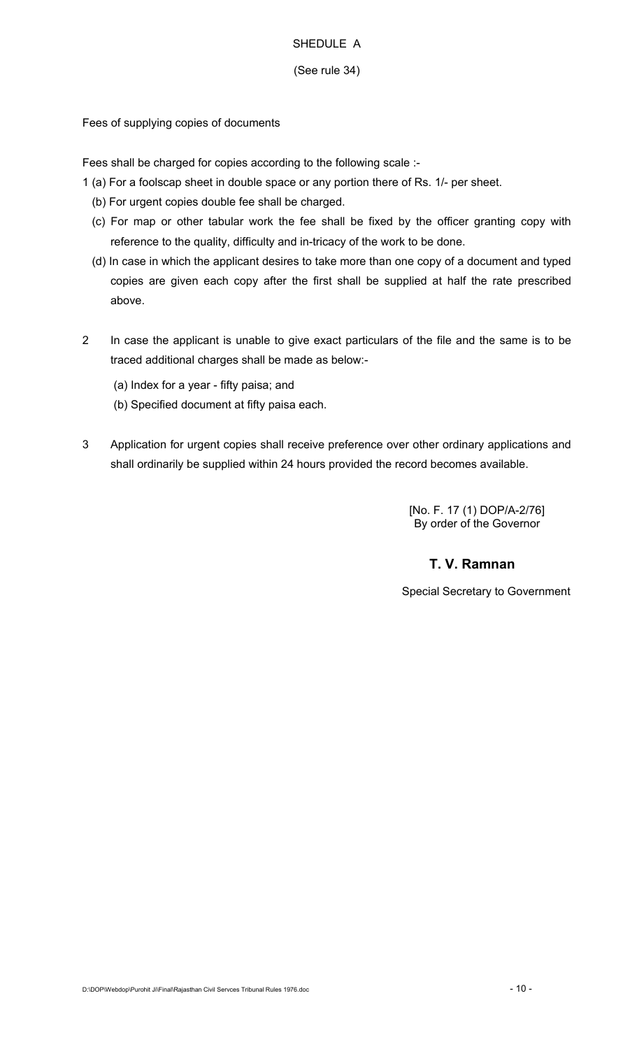## SHEDULE A

(See rule 34)

Fees of supplying copies of documents

Fees shall be charged for copies according to the following scale :-

1 (a) For a foolscap sheet in double space or any portion there of Rs. 1/- per sheet.

(b) For urgent copies double fee shall be charged.

(c) For map or other tabular work the fee shall be fixed by the officer granting copy with reference to the quality, difficulty and in-tricacy of the work to be done.

(d) In case in which the applicant desires to take more than one copy of a document and typed copies are given each copy after the first shall be supplied at half the rate prescribed above.

2 In case the applicant is unable to give exact particulars of the file and the same is to be traced additional charges shall be made as below:-

(a) Index for a year - fifty paisa; and

(b) Specified document at fifty paisa each.

3 Application for urgent copies shall receive preference over other ordinary applications and shall ordinarily be supplied within 24 hours provided the record becomes available.

[No. F. 17 (1) DOP/A-2/76]
By order of the Governor

**T. V. Ramnan**

Special Secretary to Government